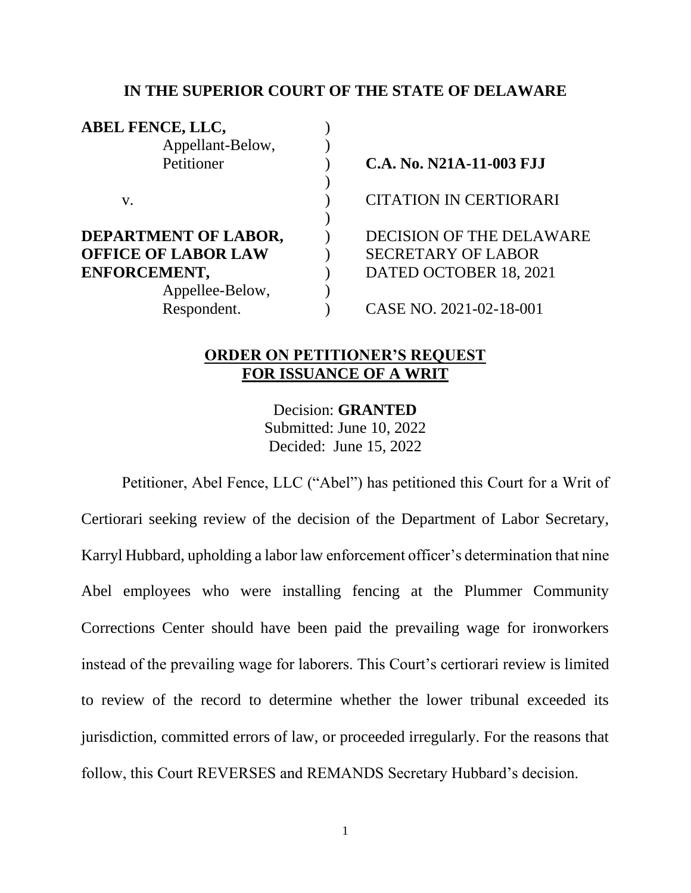**IN THE SUPERIOR COURT OF THE STATE OF DELAWARE**

| | | |
|---|---|---|
| **ABEL FENCE, LLC,** | ) | |
| Appellant-Below, | ) | |
| Petitioner | ) | **C.A. No. N21A-11-003 FJJ** |
| | ) | |
| v. | ) | CITATION IN CERTIORARI |
| | ) | |
| **DEPARTMENT OF LABOR,** | ) | DECISION OF THE DELAWARE |
| **OFFICE OF LABOR LAW** | ) | SECRETARY OF LABOR |
| **ENFORCEMENT,** | ) | DATED OCTOBER 18, 2021 |
| Appellee-Below, | ) | |
| Respondent. | ) | CASE NO. 2021-02-18-001 |

## ORDER ON PETITIONER'S REQUEST FOR ISSUANCE OF A WRIT

Decision: **GRANTED**
Submitted: June 10, 2022
Decided: June 15, 2022

Petitioner, Abel Fence, LLC ("Abel") has petitioned this Court for a Writ of Certiorari seeking review of the decision of the Department of Labor Secretary, Karryl Hubbard, upholding a labor law enforcement officer's determination that nine Abel employees who were installing fencing at the Plummer Community Corrections Center should have been paid the prevailing wage for ironworkers instead of the prevailing wage for laborers. This Court's certiorari review is limited to review of the record to determine whether the lower tribunal exceeded its jurisdiction, committed errors of law, or proceeded irregularly. For the reasons that follow, this Court REVERSES and REMANDS Secretary Hubbard's decision.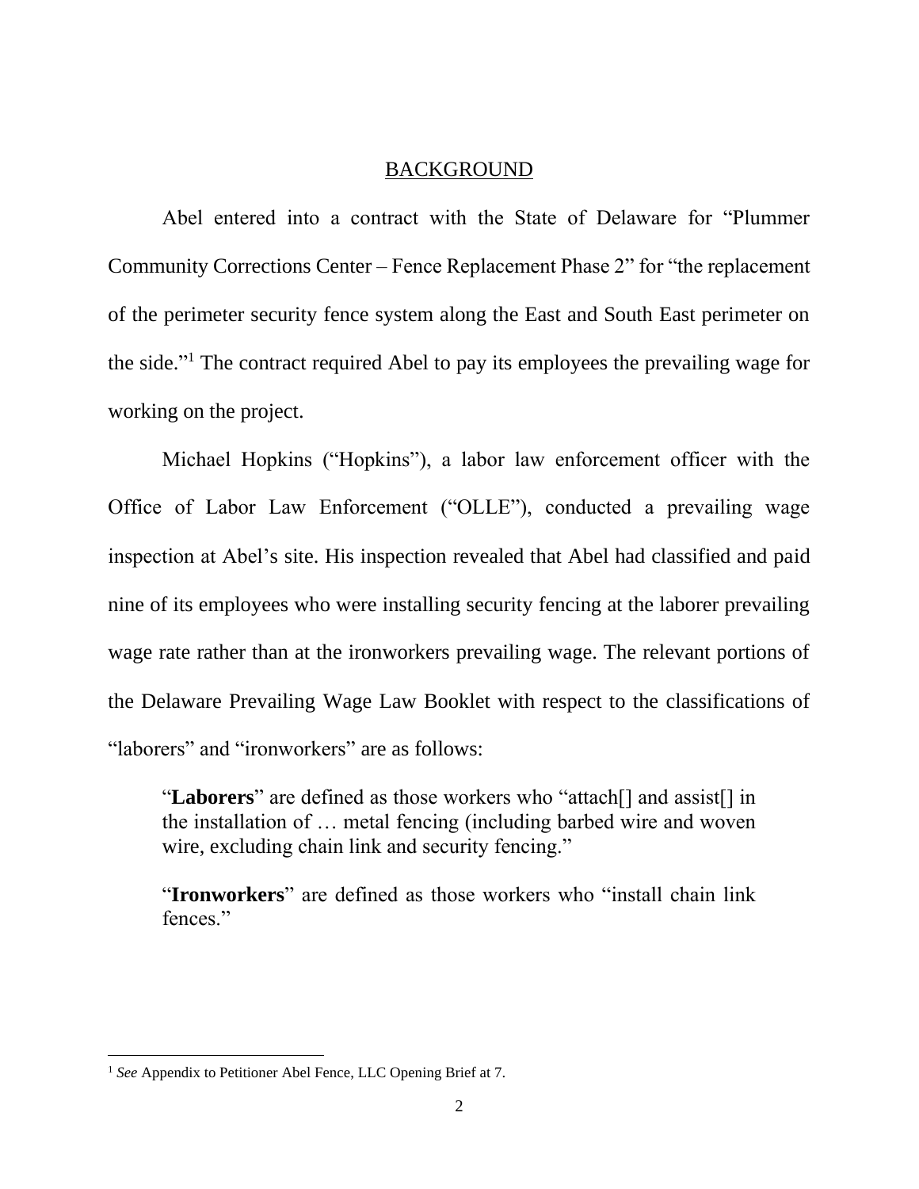## BACKGROUND

Abel entered into a contract with the State of Delaware for "Plummer Community Corrections Center – Fence Replacement Phase 2" for "the replacement of the perimeter security fence system along the East and South East perimeter on the side."[1] The contract required Abel to pay its employees the prevailing wage for working on the project.

Michael Hopkins ("Hopkins"), a labor law enforcement officer with the Office of Labor Law Enforcement ("OLLE"), conducted a prevailing wage inspection at Abel's site. His inspection revealed that Abel had classified and paid nine of its employees who were installing security fencing at the laborer prevailing wage rate rather than at the ironworkers prevailing wage. The relevant portions of the Delaware Prevailing Wage Law Booklet with respect to the classifications of "laborers" and "ironworkers" are as follows:

> "**Laborers**" are defined as those workers who "attach[] and assist[] in the installation of … metal fencing (including barbed wire and woven wire, excluding chain link and security fencing."
>
> "**Ironworkers**" are defined as those workers who "install chain link fences."

---

[1] *See* Appendix to Petitioner Abel Fence, LLC Opening Brief at 7.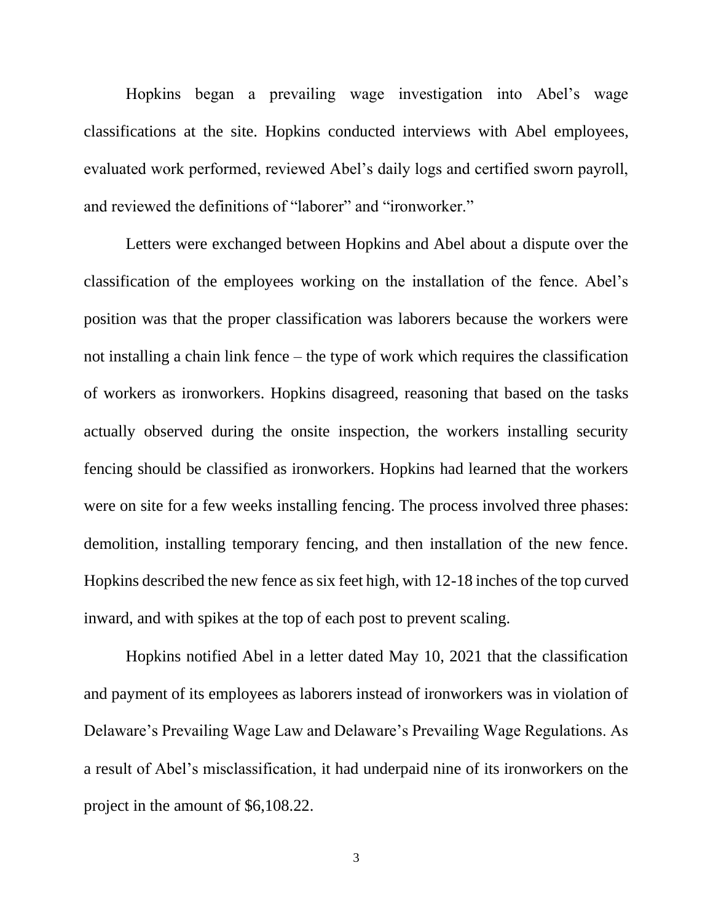Hopkins began a prevailing wage investigation into Abel's wage classifications at the site. Hopkins conducted interviews with Abel employees, evaluated work performed, reviewed Abel's daily logs and certified sworn payroll, and reviewed the definitions of "laborer" and "ironworker."

Letters were exchanged between Hopkins and Abel about a dispute over the classification of the employees working on the installation of the fence. Abel's position was that the proper classification was laborers because the workers were not installing a chain link fence – the type of work which requires the classification of workers as ironworkers. Hopkins disagreed, reasoning that based on the tasks actually observed during the onsite inspection, the workers installing security fencing should be classified as ironworkers. Hopkins had learned that the workers were on site for a few weeks installing fencing. The process involved three phases: demolition, installing temporary fencing, and then installation of the new fence. Hopkins described the new fence as six feet high, with 12-18 inches of the top curved inward, and with spikes at the top of each post to prevent scaling.

Hopkins notified Abel in a letter dated May 10, 2021 that the classification and payment of its employees as laborers instead of ironworkers was in violation of Delaware's Prevailing Wage Law and Delaware's Prevailing Wage Regulations. As a result of Abel's misclassification, it had underpaid nine of its ironworkers on the project in the amount of $6,108.22.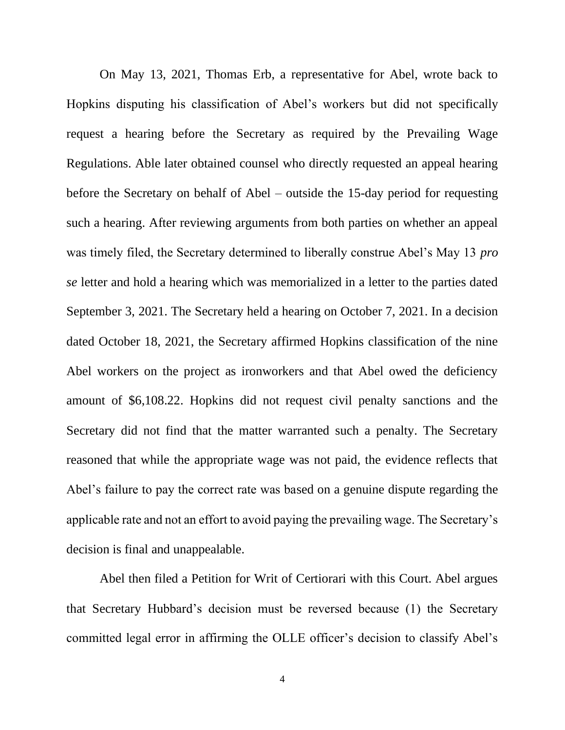On May 13, 2021, Thomas Erb, a representative for Abel, wrote back to Hopkins disputing his classification of Abel's workers but did not specifically request a hearing before the Secretary as required by the Prevailing Wage Regulations. Able later obtained counsel who directly requested an appeal hearing before the Secretary on behalf of Abel – outside the 15-day period for requesting such a hearing. After reviewing arguments from both parties on whether an appeal was timely filed, the Secretary determined to liberally construe Abel's May 13 *pro se* letter and hold a hearing which was memorialized in a letter to the parties dated September 3, 2021. The Secretary held a hearing on October 7, 2021. In a decision dated October 18, 2021, the Secretary affirmed Hopkins classification of the nine Abel workers on the project as ironworkers and that Abel owed the deficiency amount of $6,108.22. Hopkins did not request civil penalty sanctions and the Secretary did not find that the matter warranted such a penalty. The Secretary reasoned that while the appropriate wage was not paid, the evidence reflects that Abel's failure to pay the correct rate was based on a genuine dispute regarding the applicable rate and not an effort to avoid paying the prevailing wage. The Secretary's decision is final and unappealable.

Abel then filed a Petition for Writ of Certiorari with this Court. Abel argues that Secretary Hubbard's decision must be reversed because (1) the Secretary committed legal error in affirming the OLLE officer's decision to classify Abel's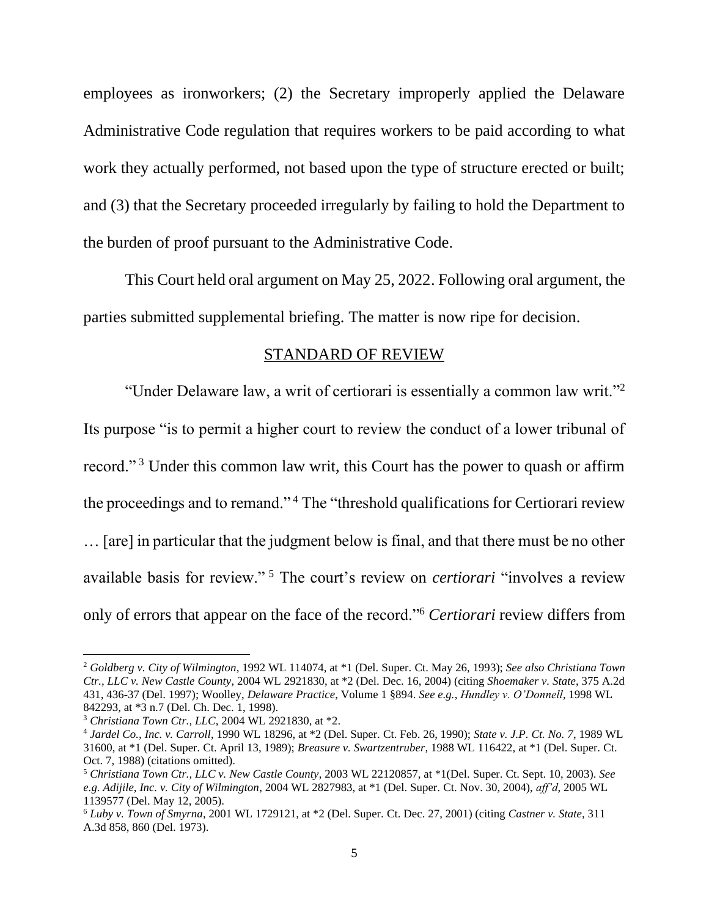employees as ironworkers; (2) the Secretary improperly applied the Delaware Administrative Code regulation that requires workers to be paid according to what work they actually performed, not based upon the type of structure erected or built; and (3) that the Secretary proceeded irregularly by failing to hold the Department to the burden of proof pursuant to the Administrative Code.

This Court held oral argument on May 25, 2022. Following oral argument, the parties submitted supplemental briefing. The matter is now ripe for decision.

## STANDARD OF REVIEW

"Under Delaware law, a writ of certiorari is essentially a common law writ."[2] Its purpose "is to permit a higher court to review the conduct of a lower tribunal of record."[3] Under this common law writ, this Court has the power to quash or affirm the proceedings and to remand."[4] The "threshold qualifications for Certiorari review … [are] in particular that the judgment below is final, and that there must be no other available basis for review."[5] The court's review on *certiorari* "involves a review only of errors that appear on the face of the record."[6] *Certiorari* review differs from

---

[2] *Goldberg v. City of Wilmington*, 1992 WL 114074, at *1 (Del. Super. Ct. May 26, 1993); *See also Christiana Town Ctr., LLC v. New Castle County*, 2004 WL 2921830, at *2 (Del. Dec. 16, 2004) (citing *Shoemaker v. State*, 375 A.2d 431, 436-37 (Del. 1997); Woolley, *Delaware Practice*, Volume 1 §894. *See e.g.*, *Hundley v. O'Donnell*, 1998 WL 842293, at *3 n.7 (Del. Ch. Dec. 1, 1998).

[3] *Christiana Town Ctr., LLC*, 2004 WL 2921830, at *2.

[4] *Jardel Co., Inc. v. Carroll*, 1990 WL 18296, at *2 (Del. Super. Ct. Feb. 26, 1990); *State v. J.P. Ct. No. 7*, 1989 WL 31600, at *1 (Del. Super. Ct. April 13, 1989); *Breasure v. Swartzentruber*, 1988 WL 116422, at *1 (Del. Super. Ct. Oct. 7, 1988) (citations omitted).

[5] *Christiana Town Ctr., LLC v. New Castle County*, 2003 WL 22120857, at *1(Del. Super. Ct. Sept. 10, 2003). *See e.g. Adijile, Inc. v. City of Wilmington*, 2004 WL 2827983, at *1 (Del. Super. Ct. Nov. 30, 2004), *aff'd*, 2005 WL 1139577 (Del. May 12, 2005).

[6] *Luby v. Town of Smyrna*, 2001 WL 1729121, at *2 (Del. Super. Ct. Dec. 27, 2001) (citing *Castner v. State*, 311 A.3d 858, 860 (Del. 1973).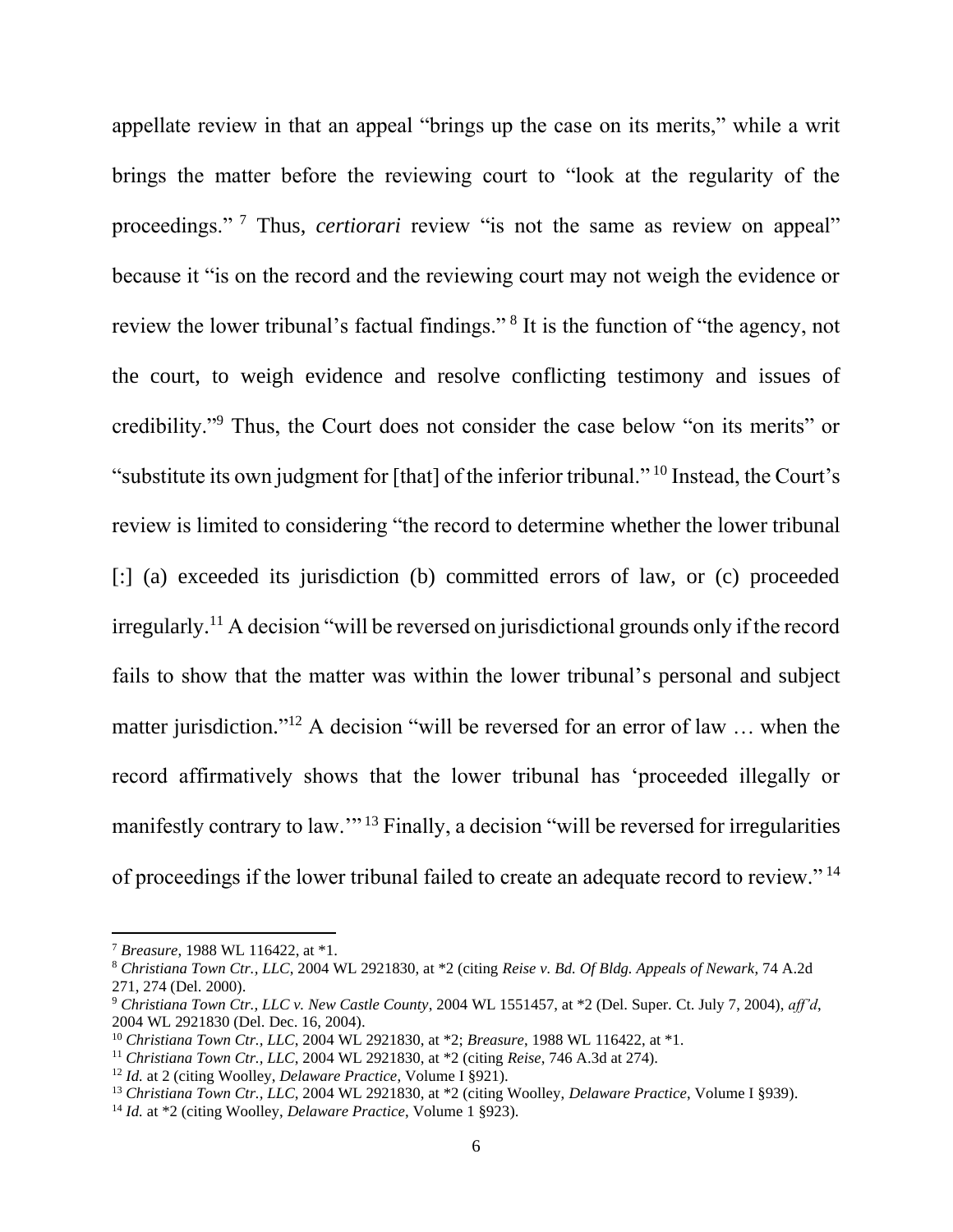appellate review in that an appeal "brings up the case on its merits," while a writ brings the matter before the reviewing court to "look at the regularity of the proceedings." [7] Thus, *certiorari* review "is not the same as review on appeal" because it "is on the record and the reviewing court may not weigh the evidence or review the lower tribunal's factual findings." [8] It is the function of "the agency, not the court, to weigh evidence and resolve conflicting testimony and issues of credibility."[9] Thus, the Court does not consider the case below "on its merits" or "substitute its own judgment for [that] of the inferior tribunal." [10] Instead, the Court's review is limited to considering "the record to determine whether the lower tribunal [:] (a) exceeded its jurisdiction (b) committed errors of law, or (c) proceeded irregularly.[11] A decision "will be reversed on jurisdictional grounds only if the record fails to show that the matter was within the lower tribunal's personal and subject matter jurisdiction."[12] A decision "will be reversed for an error of law … when the record affirmatively shows that the lower tribunal has 'proceeded illegally or manifestly contrary to law.'" [13] Finally, a decision "will be reversed for irregularities of proceedings if the lower tribunal failed to create an adequate record to review." [14]

---

[7] *Breasure*, 1988 WL 116422, at *1.

[8] *Christiana Town Ctr., LLC*, 2004 WL 2921830, at *2 (citing *Reise v. Bd. Of Bldg. Appeals of Newark*, 74 A.2d 271, 274 (Del. 2000).

[9] *Christiana Town Ctr., LLC v. New Castle County*, 2004 WL 1551457, at *2 (Del. Super. Ct. July 7, 2004), *aff'd*, 2004 WL 2921830 (Del. Dec. 16, 2004).

[10] *Christiana Town Ctr., LLC*, 2004 WL 2921830, at *2; *Breasure*, 1988 WL 116422, at *1.

[11] *Christiana Town Ctr., LLC*, 2004 WL 2921830, at *2 (citing *Reise*, 746 A.3d at 274).

[12] *Id.* at 2 (citing Woolley, *Delaware Practice*, Volume I §921).

[13] *Christiana Town Ctr., LLC*, 2004 WL 2921830, at *2 (citing Woolley, *Delaware Practice*, Volume I §939).

[14] *Id.* at *2 (citing Woolley, *Delaware Practice*, Volume 1 §923).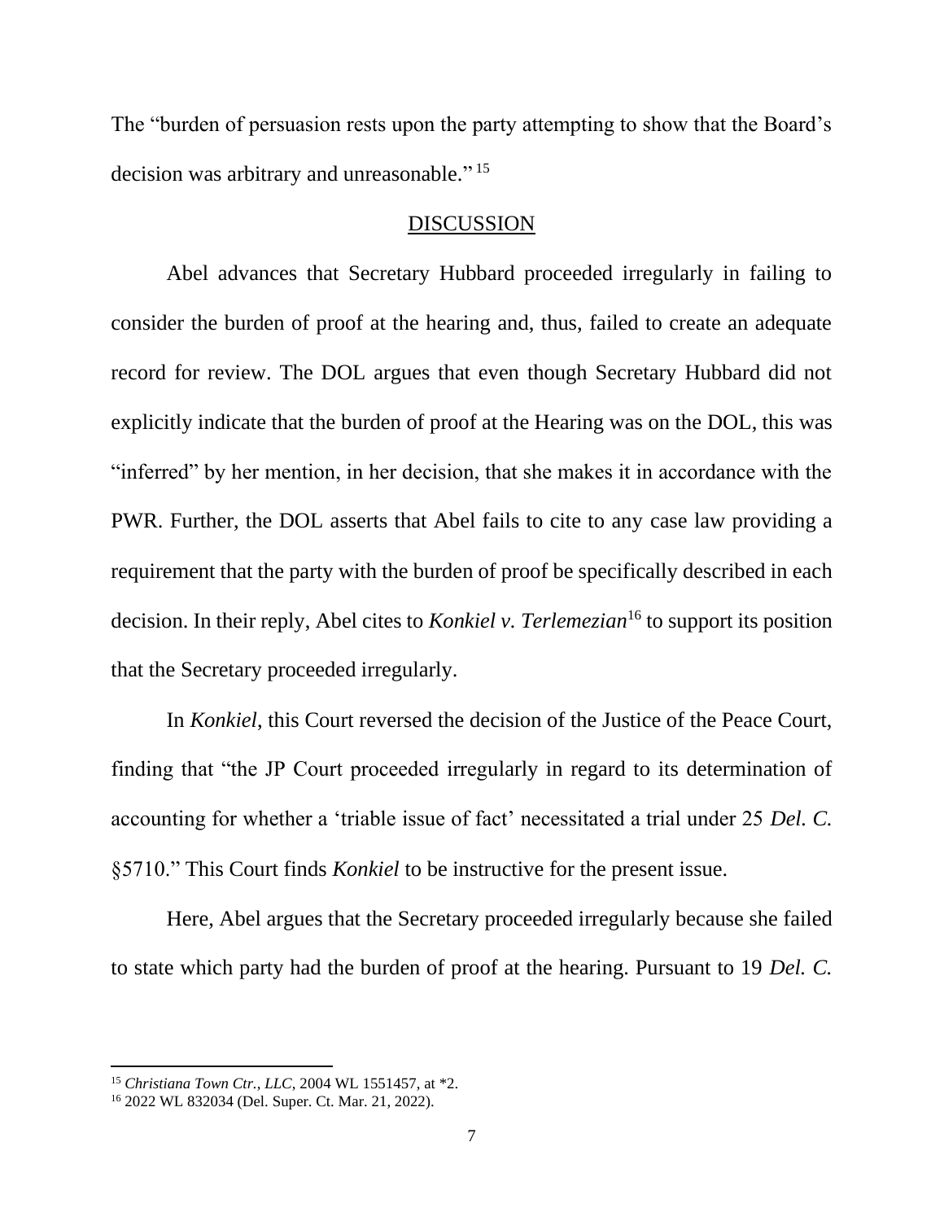The "burden of persuasion rests upon the party attempting to show that the Board's decision was arbitrary and unreasonable."[15]

## DISCUSSION

Abel advances that Secretary Hubbard proceeded irregularly in failing to consider the burden of proof at the hearing and, thus, failed to create an adequate record for review. The DOL argues that even though Secretary Hubbard did not explicitly indicate that the burden of proof at the Hearing was on the DOL, this was "inferred" by her mention, in her decision, that she makes it in accordance with the PWR. Further, the DOL asserts that Abel fails to cite to any case law providing a requirement that the party with the burden of proof be specifically described in each decision. In their reply, Abel cites to *Konkiel v. Terlemezian*[16] to support its position that the Secretary proceeded irregularly.

In *Konkiel*, this Court reversed the decision of the Justice of the Peace Court, finding that "the JP Court proceeded irregularly in regard to its determination of accounting for whether a 'triable issue of fact' necessitated a trial under 25 *Del. C.* §5710." This Court finds *Konkiel* to be instructive for the present issue.

Here, Abel argues that the Secretary proceeded irregularly because she failed to state which party had the burden of proof at the hearing. Pursuant to 19 *Del. C.*

---

[15] *Christiana Town Ctr., LLC*, 2004 WL 1551457, at *2.

[16] 2022 WL 832034 (Del. Super. Ct. Mar. 21, 2022).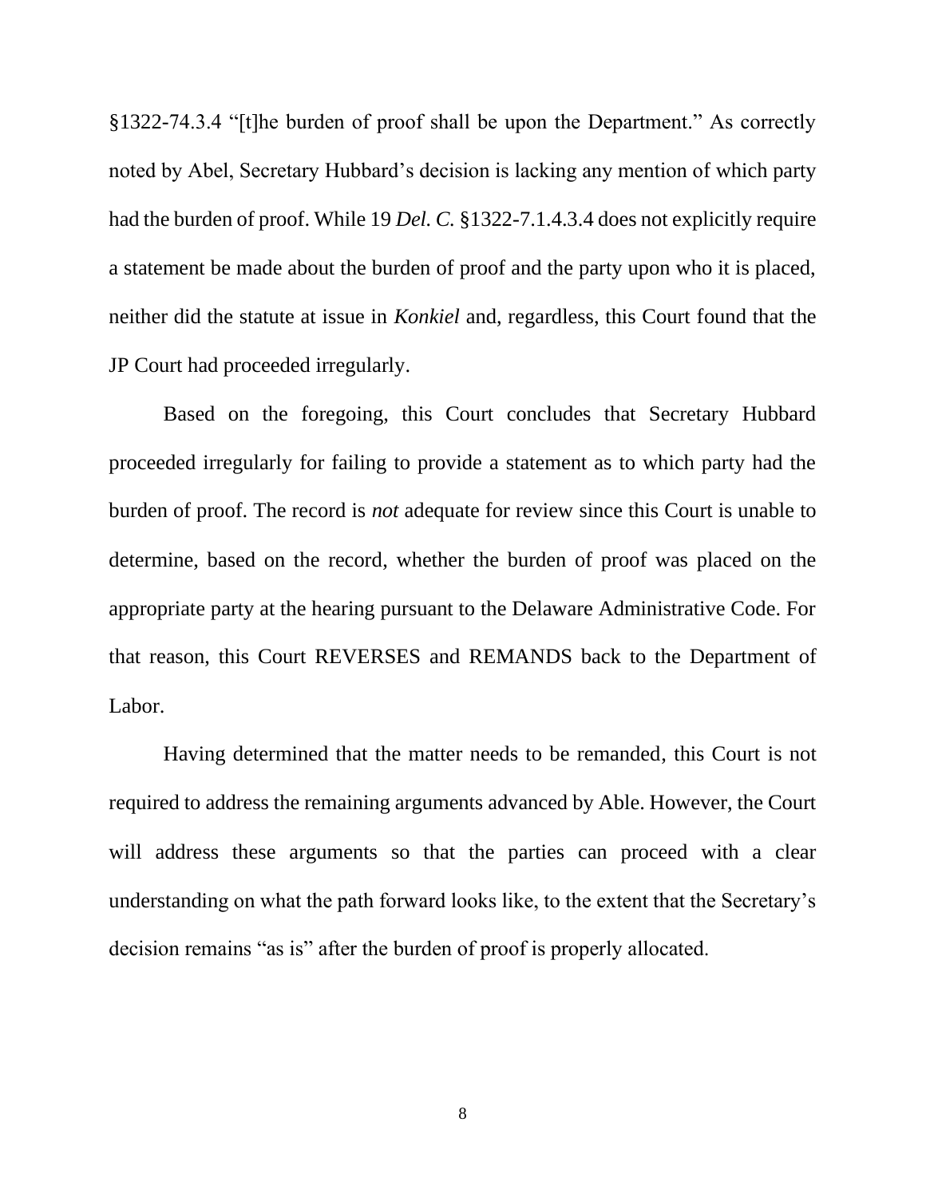§1322-74.3.4 "[t]he burden of proof shall be upon the Department." As correctly noted by Abel, Secretary Hubbard's decision is lacking any mention of which party had the burden of proof. While 19 *Del. C.* §1322-7.1.4.3.4 does not explicitly require a statement be made about the burden of proof and the party upon who it is placed, neither did the statute at issue in *Konkiel* and, regardless, this Court found that the JP Court had proceeded irregularly.

Based on the foregoing, this Court concludes that Secretary Hubbard proceeded irregularly for failing to provide a statement as to which party had the burden of proof. The record is *not* adequate for review since this Court is unable to determine, based on the record, whether the burden of proof was placed on the appropriate party at the hearing pursuant to the Delaware Administrative Code. For that reason, this Court REVERSES and REMANDS back to the Department of Labor.

Having determined that the matter needs to be remanded, this Court is not required to address the remaining arguments advanced by Able. However, the Court will address these arguments so that the parties can proceed with a clear understanding on what the path forward looks like, to the extent that the Secretary's decision remains "as is" after the burden of proof is properly allocated.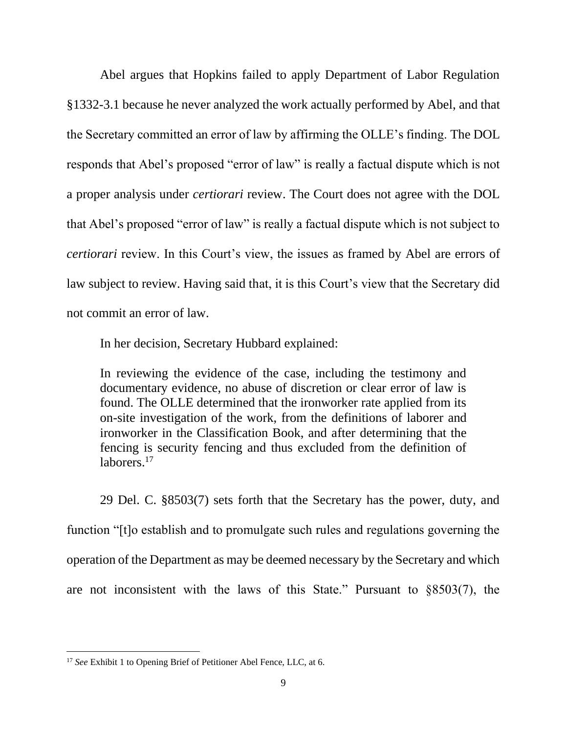Abel argues that Hopkins failed to apply Department of Labor Regulation §1332-3.1 because he never analyzed the work actually performed by Abel, and that the Secretary committed an error of law by affirming the OLLE's finding. The DOL responds that Abel's proposed "error of law" is really a factual dispute which is not a proper analysis under *certiorari* review. The Court does not agree with the DOL that Abel's proposed "error of law" is really a factual dispute which is not subject to *certiorari* review. In this Court's view, the issues as framed by Abel are errors of law subject to review. Having said that, it is this Court's view that the Secretary did not commit an error of law.

In her decision, Secretary Hubbard explained:

> In reviewing the evidence of the case, including the testimony and documentary evidence, no abuse of discretion or clear error of law is found. The OLLE determined that the ironworker rate applied from its on-site investigation of the work, from the definitions of laborer and ironworker in the Classification Book, and after determining that the fencing is security fencing and thus excluded from the definition of laborers.[17]

29 Del. C. §8503(7) sets forth that the Secretary has the power, duty, and function "[t]o establish and to promulgate such rules and regulations governing the operation of the Department as may be deemed necessary by the Secretary and which are not inconsistent with the laws of this State." Pursuant to §8503(7), the

---

[17] *See* Exhibit 1 to Opening Brief of Petitioner Abel Fence, LLC, at 6.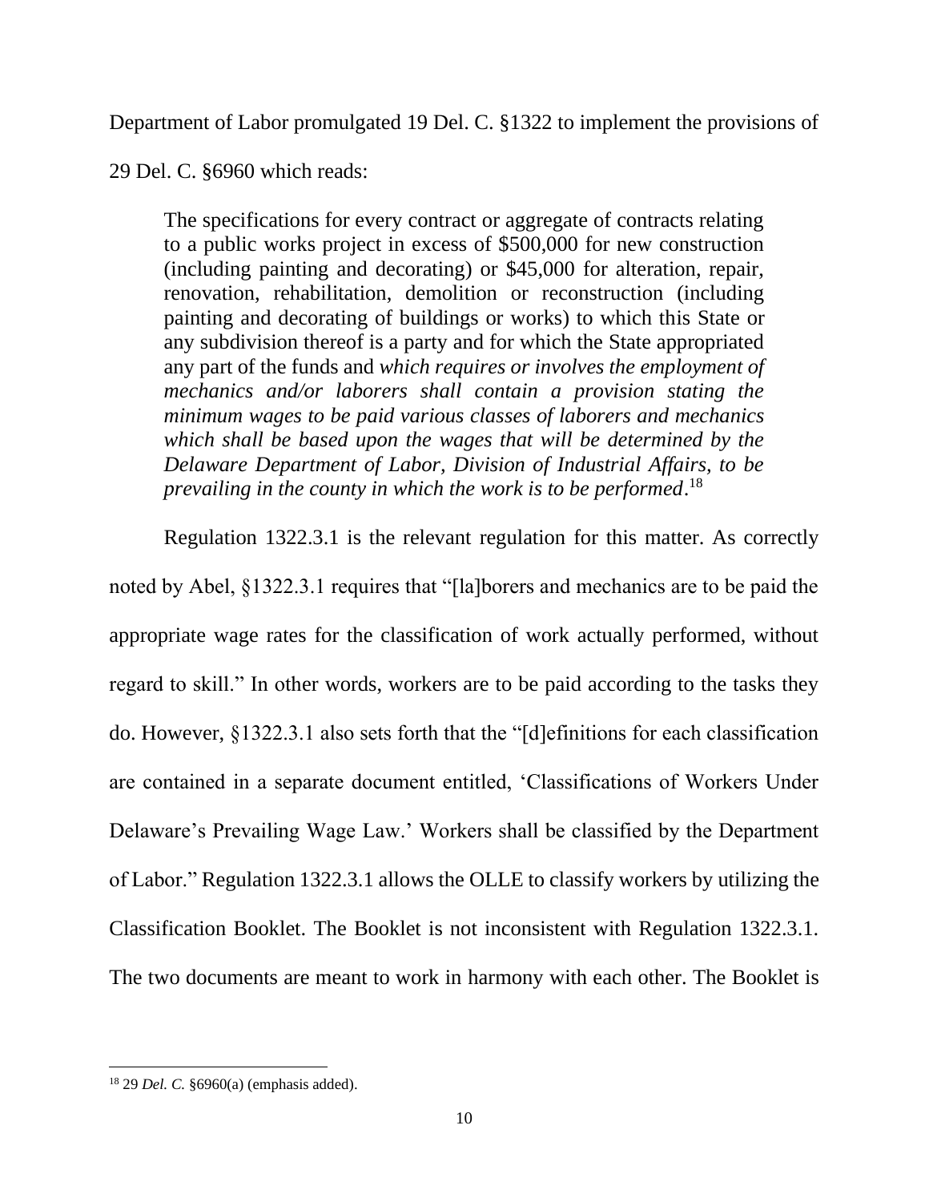Department of Labor promulgated 19 Del. C. §1322 to implement the provisions of 29 Del. C. §6960 which reads:

> The specifications for every contract or aggregate of contracts relating to a public works project in excess of $500,000 for new construction (including painting and decorating) or $45,000 for alteration, repair, renovation, rehabilitation, demolition or reconstruction (including painting and decorating of buildings or works) to which this State or any subdivision thereof is a party and for which the State appropriated any part of the funds and *which requires or involves the employment of mechanics and/or laborers shall contain a provision stating the minimum wages to be paid various classes of laborers and mechanics which shall be based upon the wages that will be determined by the Delaware Department of Labor, Division of Industrial Affairs, to be prevailing in the county in which the work is to be performed*.[18]

Regulation 1322.3.1 is the relevant regulation for this matter. As correctly noted by Abel, §1322.3.1 requires that "[la]borers and mechanics are to be paid the appropriate wage rates for the classification of work actually performed, without regard to skill." In other words, workers are to be paid according to the tasks they do. However, §1322.3.1 also sets forth that the "[d]efinitions for each classification are contained in a separate document entitled, 'Classifications of Workers Under Delaware's Prevailing Wage Law.' Workers shall be classified by the Department of Labor." Regulation 1322.3.1 allows the OLLE to classify workers by utilizing the Classification Booklet. The Booklet is not inconsistent with Regulation 1322.3.1. The two documents are meant to work in harmony with each other. The Booklet is

---

[18] 29 *Del. C.* §6960(a) (emphasis added).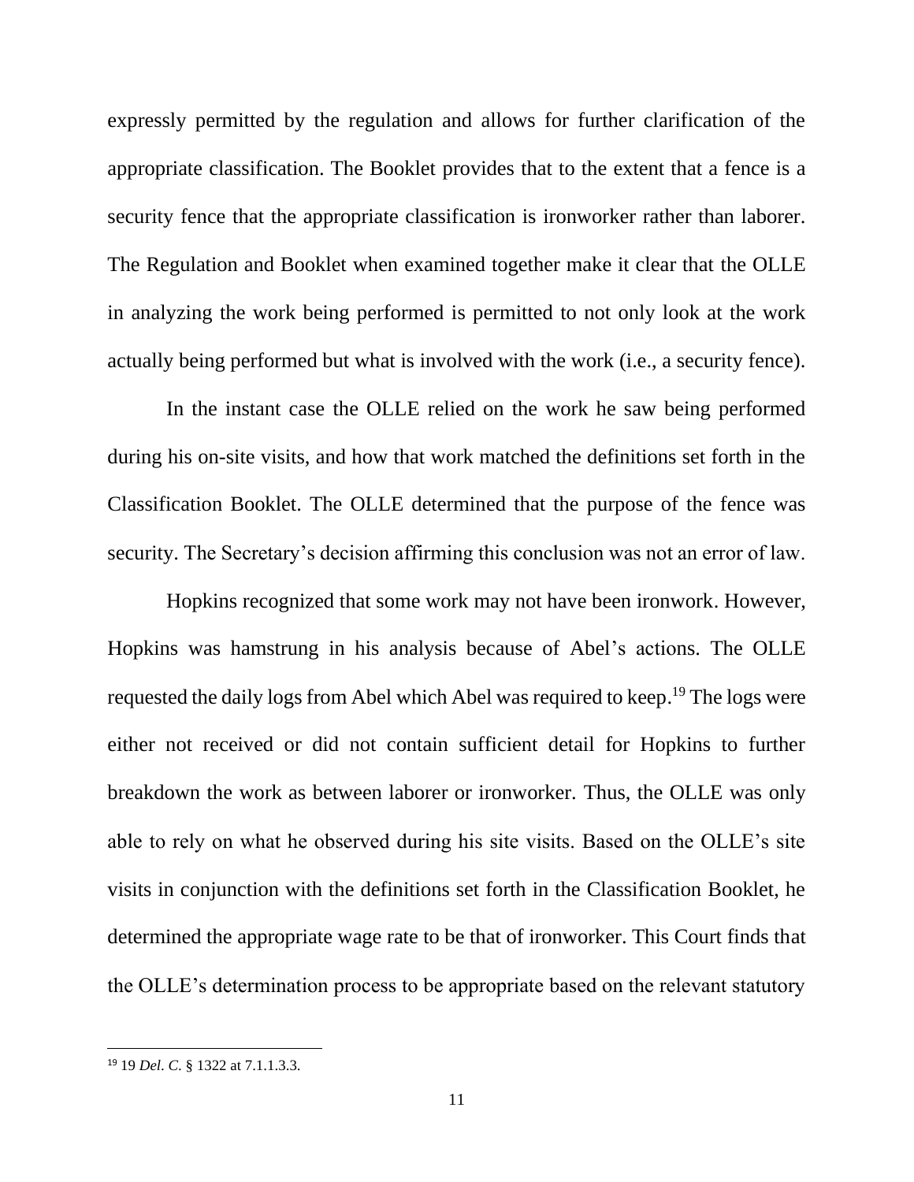expressly permitted by the regulation and allows for further clarification of the appropriate classification. The Booklet provides that to the extent that a fence is a security fence that the appropriate classification is ironworker rather than laborer. The Regulation and Booklet when examined together make it clear that the OLLE in analyzing the work being performed is permitted to not only look at the work actually being performed but what is involved with the work (i.e., a security fence).

In the instant case the OLLE relied on the work he saw being performed during his on-site visits, and how that work matched the definitions set forth in the Classification Booklet. The OLLE determined that the purpose of the fence was security. The Secretary's decision affirming this conclusion was not an error of law.

Hopkins recognized that some work may not have been ironwork. However, Hopkins was hamstrung in his analysis because of Abel's actions. The OLLE requested the daily logs from Abel which Abel was required to keep.[19] The logs were either not received or did not contain sufficient detail for Hopkins to further breakdown the work as between laborer or ironworker. Thus, the OLLE was only able to rely on what he observed during his site visits. Based on the OLLE's site visits in conjunction with the definitions set forth in the Classification Booklet, he determined the appropriate wage rate to be that of ironworker. This Court finds that the OLLE's determination process to be appropriate based on the relevant statutory

---

[19] 19 *Del. C.* § 1322 at 7.1.1.3.3.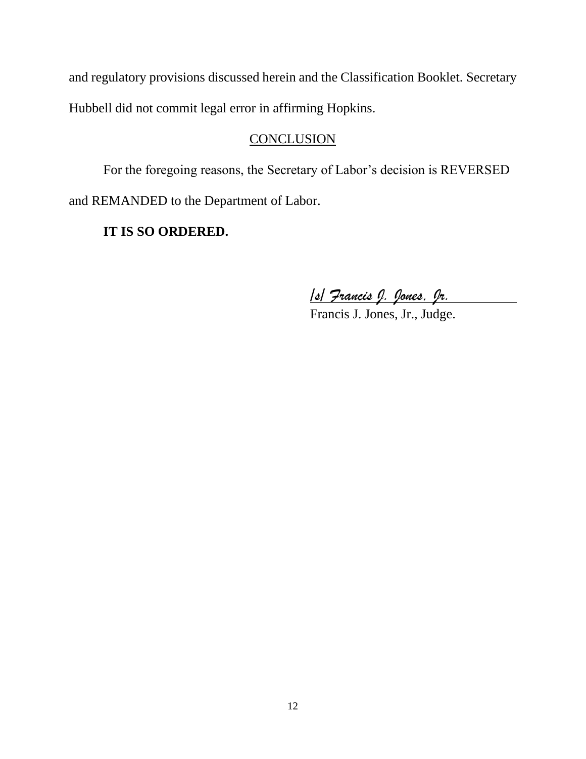and regulatory provisions discussed herein and the Classification Booklet. Secretary Hubbell did not commit legal error in affirming Hopkins.

## CONCLUSION

For the foregoing reasons, the Secretary of Labor's decision is REVERSED and REMANDED to the Department of Labor.

**IT IS SO ORDERED.**

/s/ Francis J. Jones, Jr.
Francis J. Jones, Jr., Judge.